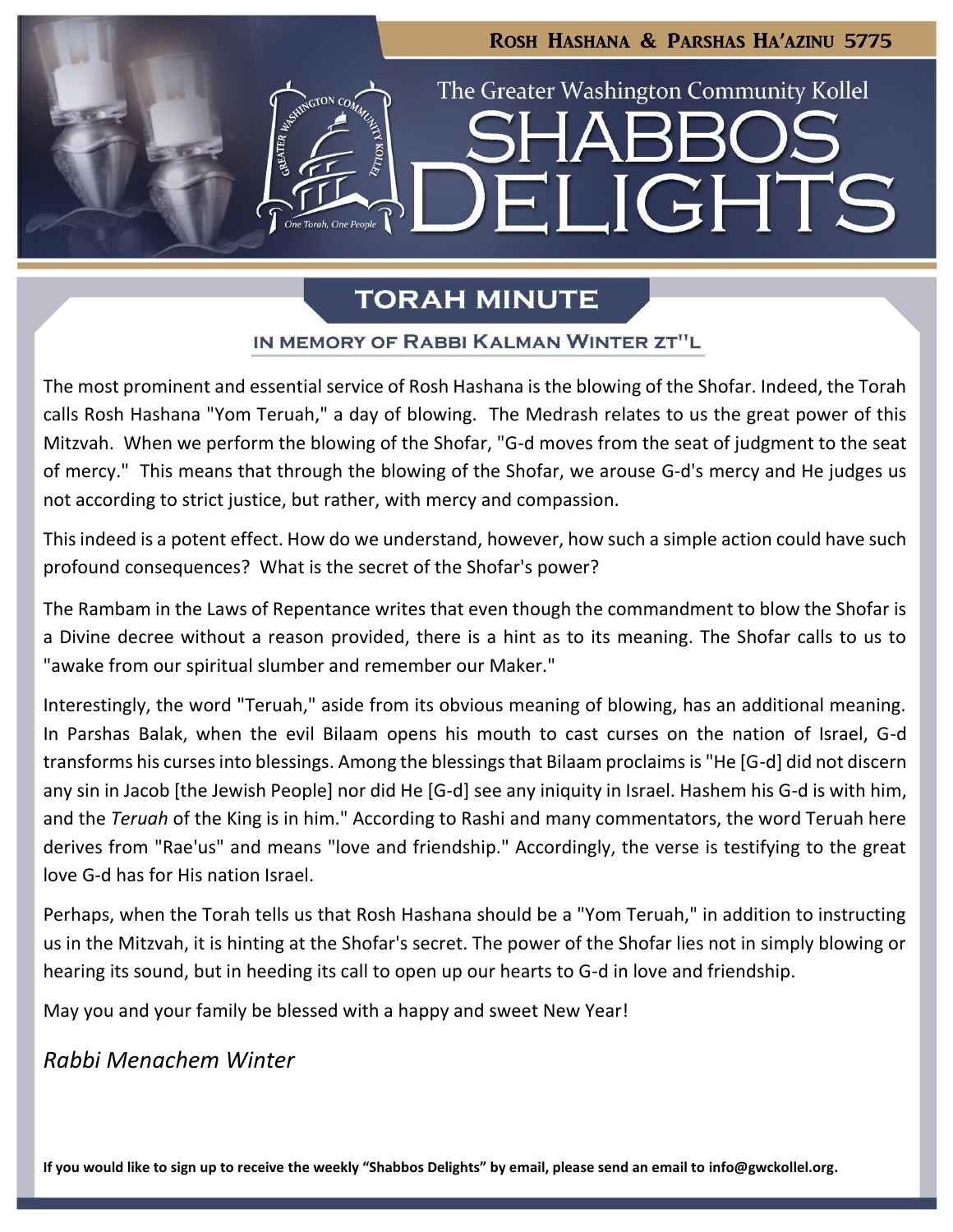Rosh Hashana & Parshas Ha'azinu 5775

The Greater Washington Community Kollel

# SHABBOS DELIGHTS

## TORAH MINUTE

### IN MEMORY OF RABBI KALMAN WINTER ZT"L

The most prominent and essential service of Rosh Hashana is the blowing of the Shofar. Indeed, the Torah calls Rosh Hashana "Yom Teruah," a day of blowing. The Medrash relates to us the great power of this Mitzvah. When we perform the blowing of the Shofar, "G-d moves from the seat of judgment to the seat of mercy." This means that through the blowing of the Shofar, we arouse G-d's mercy and He judges us not according to strict justice, but rather, with mercy and compassion.

This indeed is a potent effect. How do we understand, however, how such a simple action could have such profound consequences? What is the secret of the Shofar's power?

The Rambam in the Laws of Repentance writes that even though the commandment to blow the Shofar is a Divine decree without a reason provided, there is a hint as to its meaning. The Shofar calls to us to "awake from our spiritual slumber and remember our Maker."

Interestingly, the word "Teruah," aside from its obvious meaning of blowing, has an additional meaning. In Parshas Balak, when the evil Bilaam opens his mouth to cast curses on the nation of Israel, G-d transforms his curses into blessings. Among the blessings that Bilaam proclaims is "He [G-d] did not discern any sin in Jacob [the Jewish People] nor did He [G-d] see any iniquity in Israel. Hashem his G-d is with him, and the *Teruah* of the King is in him." According to Rashi and many commentators, the word Teruah here derives from "Rae'us" and means "love and friendship." Accordingly, the verse is testifying to the great love G-d has for His nation Israel.

Perhaps, when the Torah tells us that Rosh Hashana should be a "Yom Teruah," in addition to instructing us in the Mitzvah, it is hinting at the Shofar's secret. The power of the Shofar lies not in simply blowing or hearing its sound, but in heeding its call to open up our hearts to G-d in love and friendship.

May you and your family be blessed with a happy and sweet New Year!

*Rabbi Menachem Winter*

**If you would like to sign up to receive the weekly "Shabbos Delights" by email, please send an email to info@gwckollel.org.**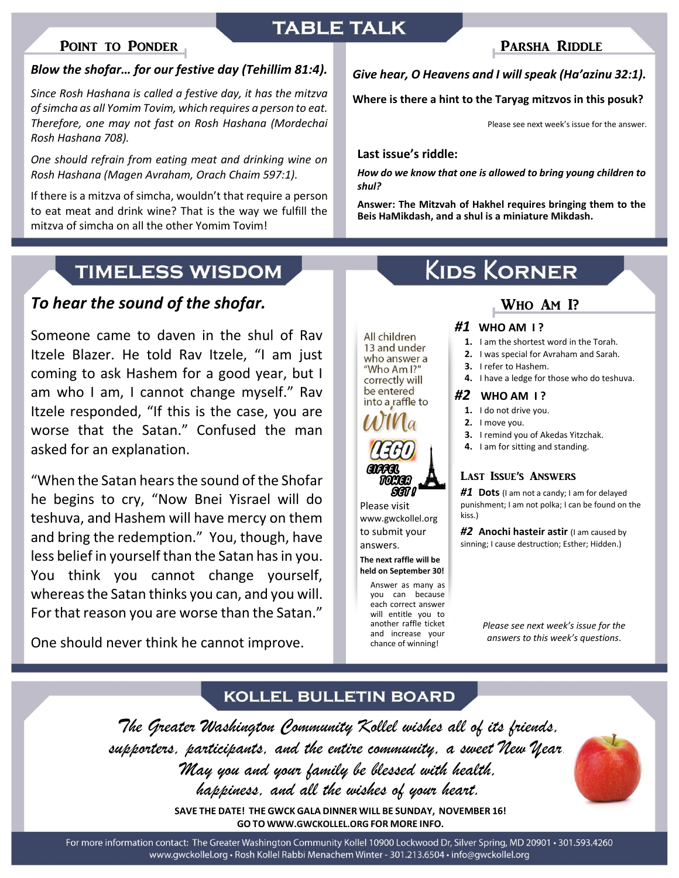# TABLE TALK

## Point to Ponder

***Blow the shofar… for our festive day (Tehillim 81:4).***

*Since Rosh Hashana is called a festive day, it has the mitzva of simcha as all Yomim Tovim, which requires a person to eat. Therefore, one may not fast on Rosh Hashana (Mordechai Rosh Hashana 708).*

*One should refrain from eating meat and drinking wine on Rosh Hashana (Magen Avraham, Orach Chaim 597:1).*

If there is a mitzva of simcha, wouldn't that require a person to eat meat and drink wine? That is the way we fulfill the mitzva of simcha on all the other Yomim Tovim!

## Parsha Riddle

***Give hear, O Heavens and I will speak (Ha'azinu 32:1).***

**Where is there a hint to the Taryag mitzvos in this posuk?**

Please see next week's issue for the answer.

**Last issue's riddle:**

***How do we know that one is allowed to bring young children to shul?***

**Answer: The Mitzvah of Hakhel requires bringing them to the Beis HaMikdash, and a shul is a miniature Mikdash.**

# TIMELESS WISDOM

***To hear the sound of the shofar.***

Someone came to daven in the shul of Rav Itzele Blazer. He told Rav Itzele, "I am just coming to ask Hashem for a good year, but I am who I am, I cannot change myself." Rav Itzele responded, "If this is the case, you are worse that the Satan." Confused the man asked for an explanation.

"When the Satan hears the sound of the Shofar he begins to cry, "Now Bnei Yisrael will do teshuva, and Hashem will have mercy on them and bring the redemption." You, though, have less belief in yourself than the Satan has in you. You think you cannot change yourself, whereas the Satan thinks you can, and you will. For that reason you are worse than the Satan."

One should never think he cannot improve.

# Kids Korner

All children 13 and under who answer a "Who Am I?" correctly will be entered into a raffle to

Win a LEGO Eiffel Tower Set!

Please visit www.gwckollel.org to submit your answers.

**The next raffle will be held on September 30!**

Answer as many as you can because each correct answer will entitle you to another raffle ticket and increase your chance of winning!

## Who Am I?

### #1 WHO AM I ?

1. I am the shortest word in the Torah.
2. I was special for Avraham and Sarah.
3. I refer to Hashem.
4. I have a ledge for those who do teshuva.

### #2 WHO AM I ?

1. I do not drive you.
2. I move you.
3. I remind you of Akedas Yitzchak.
4. I am for sitting and standing.

## Last Issue's Answers

**#1 Dots** (I am not a candy; I am for delayed punishment; I am not polka; I can be found on the kiss.)

**#2 Anochi hasteir astir** (I am caused by sinning; I cause destruction; Esther; Hidden.)

*Please see next week's issue for the answers to this week's questions.*

# KOLLEL BULLETIN BOARD

*The Greater Washington Community Kollel wishes all of its friends, supporters, participants, and the entire community, a sweet New Year. May you and your family be blessed with health, happiness, and all the wishes of your heart.*

**SAVE THE DATE! THE GWCK GALA DINNER WILL BE SUNDAY, NOVEMBER 16!**
**GO TO WWW.GWCKOLLEL.ORG FOR MORE INFO.**

For more information contact: The Greater Washington Community Kollel 10900 Lockwood Dr, Silver Spring, MD 20901 • 301.593.4260
www.gwckollel.org • Rosh Kollel Rabbi Menachem Winter - 301.213.6504 • info@gwckollel.org